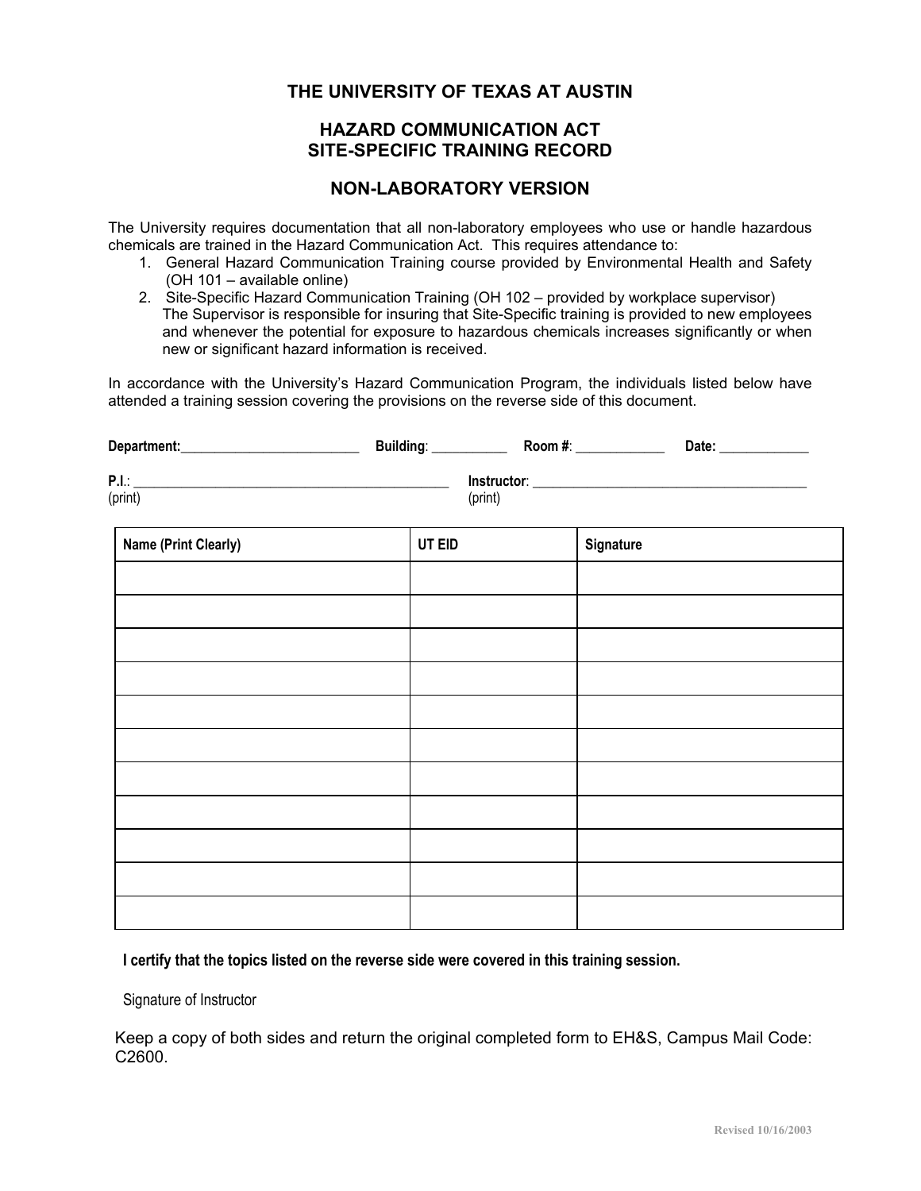# THE UNIVERSITY OF TEXAS AT AUSTIN

## HAZARD COMMUNICATION ACT
## SITE-SPECIFIC TRAINING RECORD

## NON-LABORATORY VERSION

The University requires documentation that all non-laboratory employees who use or handle hazardous chemicals are trained in the Hazard Communication Act. This requires attendance to:

1. General Hazard Communication Training course provided by Environmental Health and Safety (OH 101 – available online)
2. Site-Specific Hazard Communication Training (OH 102 – provided by workplace supervisor)
   The Supervisor is responsible for insuring that Site-Specific training is provided to new employees and whenever the potential for exposure to hazardous chemicals increases significantly or when new or significant hazard information is received.

In accordance with the University's Hazard Communication Program, the individuals listed below have attended a training session covering the provisions on the reverse side of this document.

**Department:**________________________ **Building**: __________ **Room #**: ____________ **Date:** ____________

**P.I.**: ________________________________________ **Instructor**: ____________________________________
(print) (print)

| Name (Print Clearly) | UT EID | Signature |
|---|---|---|
| | | |
| | | |
| | | |
| | | |
| | | |
| | | |
| | | |
| | | |
| | | |
| | | |
| | | |

**I certify that the topics listed on the reverse side were covered in this training session.**

Signature of Instructor

Keep a copy of both sides and return the original completed form to EH&S, Campus Mail Code: C2600.

Revised 10/16/2003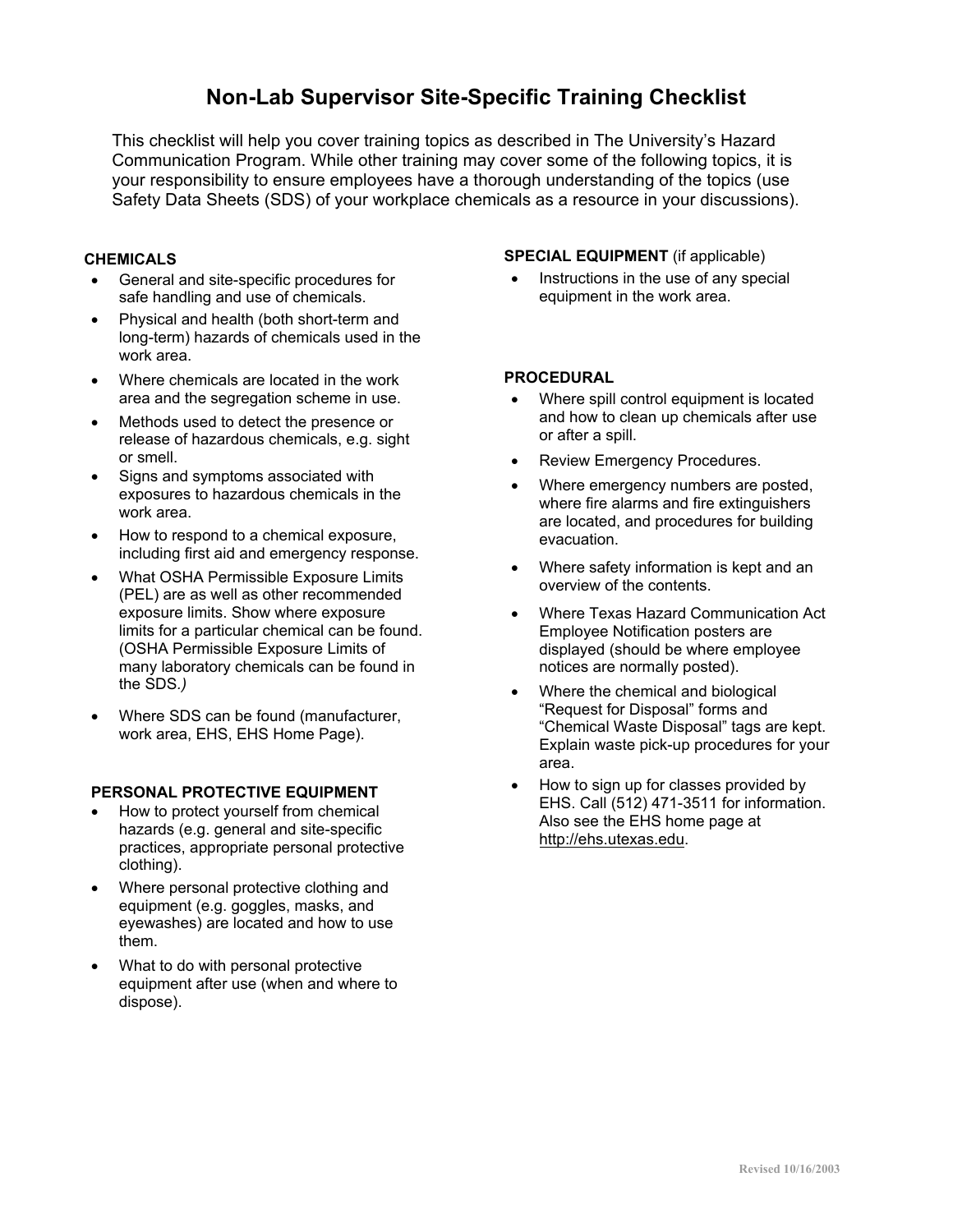# Non-Lab Supervisor Site-Specific Training Checklist

This checklist will help you cover training topics as described in The University's Hazard Communication Program. While other training may cover some of the following topics, it is your responsibility to ensure employees have a thorough understanding of the topics (use Safety Data Sheets (SDS) of your workplace chemicals as a resource in your discussions).

**CHEMICALS**

- General and site-specific procedures for safe handling and use of chemicals.
- Physical and health (both short-term and long-term) hazards of chemicals used in the work area.
- Where chemicals are located in the work area and the segregation scheme in use.
- Methods used to detect the presence or release of hazardous chemicals, e.g. sight or smell.
- Signs and symptoms associated with exposures to hazardous chemicals in the work area.
- How to respond to a chemical exposure, including first aid and emergency response.
- What OSHA Permissible Exposure Limits (PEL) are as well as other recommended exposure limits. Show where exposure limits for a particular chemical can be found. (OSHA Permissible Exposure Limits of many laboratory chemicals can be found in the SDS.*)*
- Where SDS can be found (manufacturer, work area, EHS, EHS Home Page).

**PERSONAL PROTECTIVE EQUIPMENT**

- How to protect yourself from chemical hazards (e.g. general and site-specific practices, appropriate personal protective clothing).
- Where personal protective clothing and equipment (e.g. goggles, masks, and eyewashes) are located and how to use them.
- What to do with personal protective equipment after use (when and where to dispose).

**SPECIAL EQUIPMENT** (if applicable)

- Instructions in the use of any special equipment in the work area.

**PROCEDURAL**

- Where spill control equipment is located and how to clean up chemicals after use or after a spill.
- Review Emergency Procedures.
- Where emergency numbers are posted, where fire alarms and fire extinguishers are located, and procedures for building evacuation.
- Where safety information is kept and an overview of the contents.
- Where Texas Hazard Communication Act Employee Notification posters are displayed (should be where employee notices are normally posted).
- Where the chemical and biological "Request for Disposal" forms and "Chemical Waste Disposal" tags are kept. Explain waste pick-up procedures for your area.
- How to sign up for classes provided by EHS. Call (512) 471-3511 for information. Also see the EHS home page at http://ehs.utexas.edu.

Revised 10/16/2003